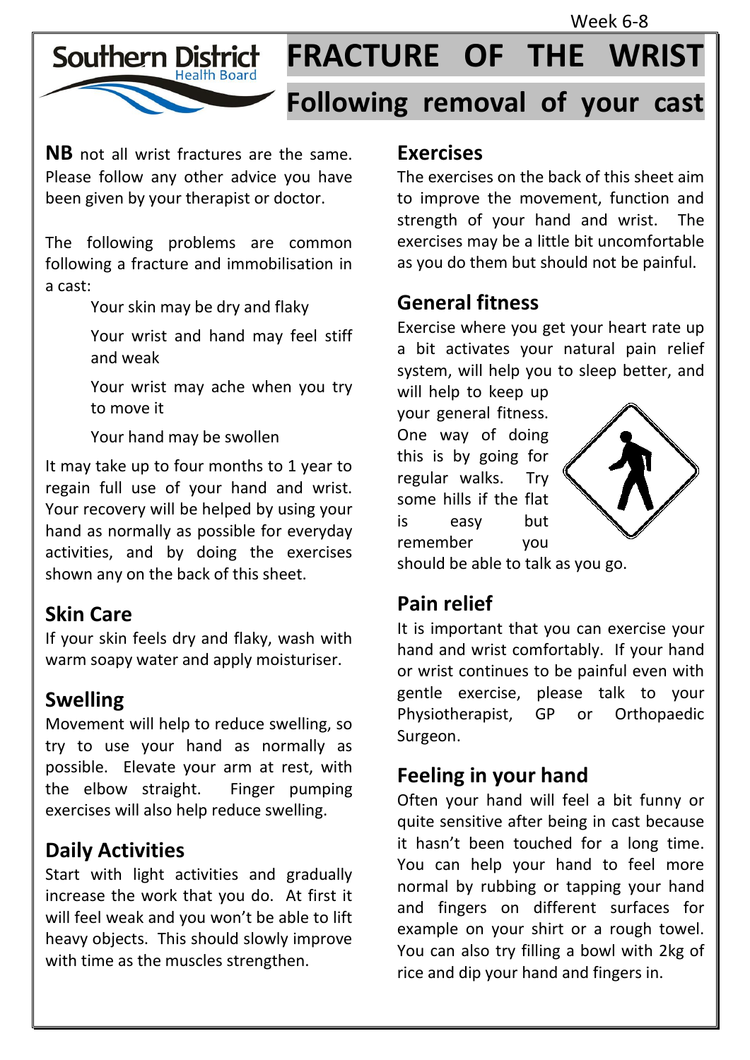Week 6-8

Southern District Health Board

# FRACTURE OF THE WRIST

## Following removal of your cast

**NB** not all wrist fractures are the same. Please follow any other advice you have been given by your therapist or doctor.

The following problems are common following a fracture and immobilisation in a cast:

- Your skin may be dry and flaky
- Your wrist and hand may feel stiff and weak
- Your wrist may ache when you try to move it
- Your hand may be swollen

It may take up to four months to 1 year to regain full use of your hand and wrist. Your recovery will be helped by using your hand as normally as possible for everyday activities, and by doing the exercises shown any on the back of this sheet.

### Skin Care

If your skin feels dry and flaky, wash with warm soapy water and apply moisturiser.

### Swelling

Movement will help to reduce swelling, so try to use your hand as normally as possible. Elevate your arm at rest, with the elbow straight. Finger pumping exercises will also help reduce swelling.

### Daily Activities

Start with light activities and gradually increase the work that you do. At first it will feel weak and you won't be able to lift heavy objects. This should slowly improve with time as the muscles strengthen.

### Exercises

The exercises on the back of this sheet aim to improve the movement, function and strength of your hand and wrist. The exercises may be a little bit uncomfortable as you do them but should not be painful.

### General fitness

Exercise where you get your heart rate up a bit activates your natural pain relief system, will help you to sleep better, and will help to keep up your general fitness. One way of doing this is by going for regular walks. Try some hills if the flat is easy but remember you should be able to talk as you go.

### Pain relief

It is important that you can exercise your hand and wrist comfortably. If your hand or wrist continues to be painful even with gentle exercise, please talk to your Physiotherapist, GP or Orthopaedic Surgeon.

### Feeling in your hand

Often your hand will feel a bit funny or quite sensitive after being in cast because it hasn't been touched for a long time. You can help your hand to feel more normal by rubbing or tapping your hand and fingers on different surfaces for example on your shirt or a rough towel. You can also try filling a bowl with 2kg of rice and dip your hand and fingers in.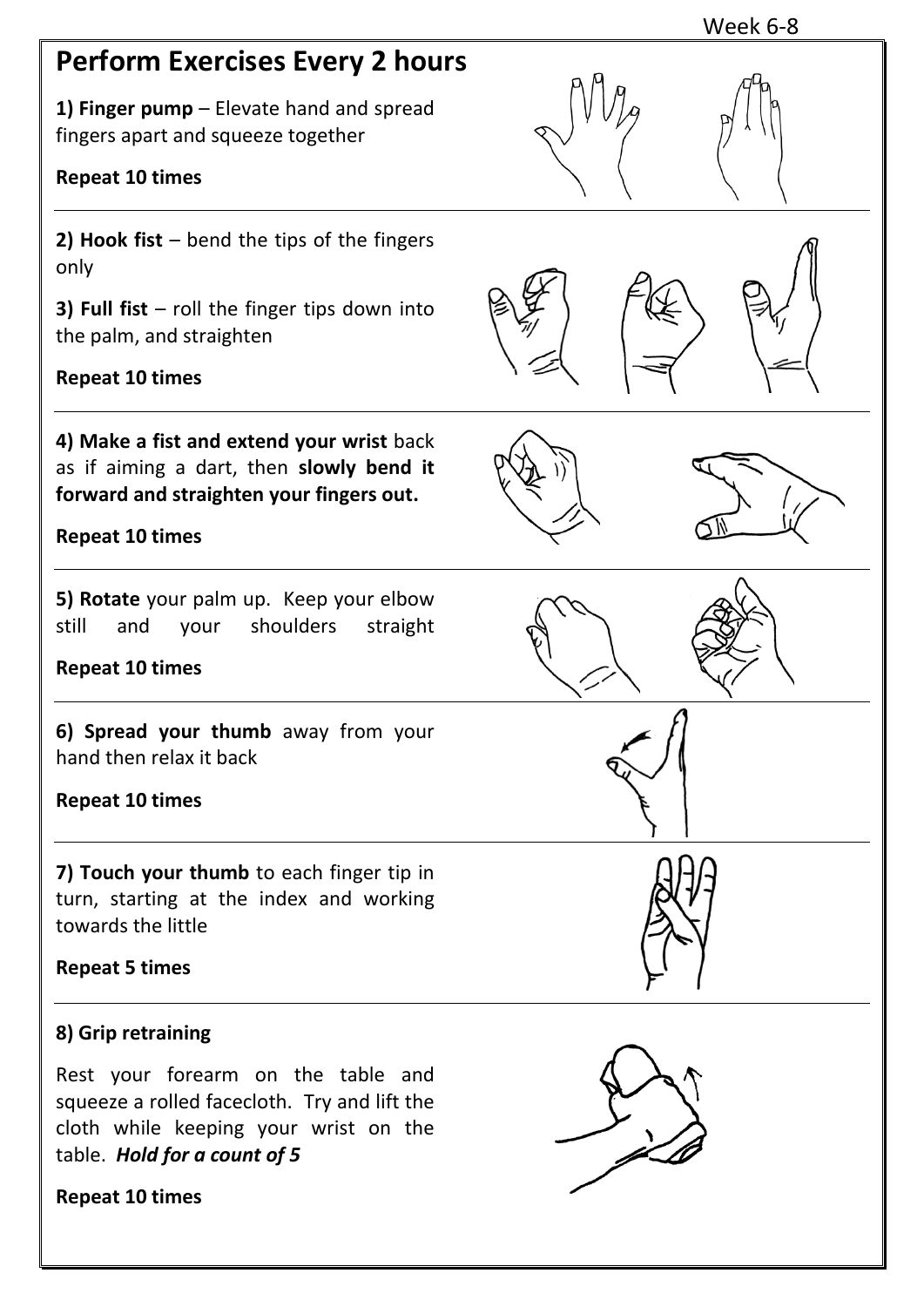Week 6-8

# Perform Exercises Every 2 hours

**1) Finger pump** – Elevate hand and spread fingers apart and squeeze together

**Repeat 10 times**

**2) Hook fist** – bend the tips of the fingers only

**3) Full fist** – roll the finger tips down into the palm, and straighten

**Repeat 10 times**

**4) Make a fist and extend your wrist** back as if aiming a dart, then **slowly bend it forward and straighten your fingers out.**

**Repeat 10 times**

**5) Rotate** your palm up. Keep your elbow still and your shoulders straight

**Repeat 10 times**

**6) Spread your thumb** away from your hand then relax it back

**Repeat 10 times**

**7) Touch your thumb** to each finger tip in turn, starting at the index and working towards the little

**Repeat 5 times**

**8) Grip retraining**

Rest your forearm on the table and squeeze a rolled facecloth. Try and lift the cloth while keeping your wrist on the table. ***Hold for a count of 5***

**Repeat 10 times**